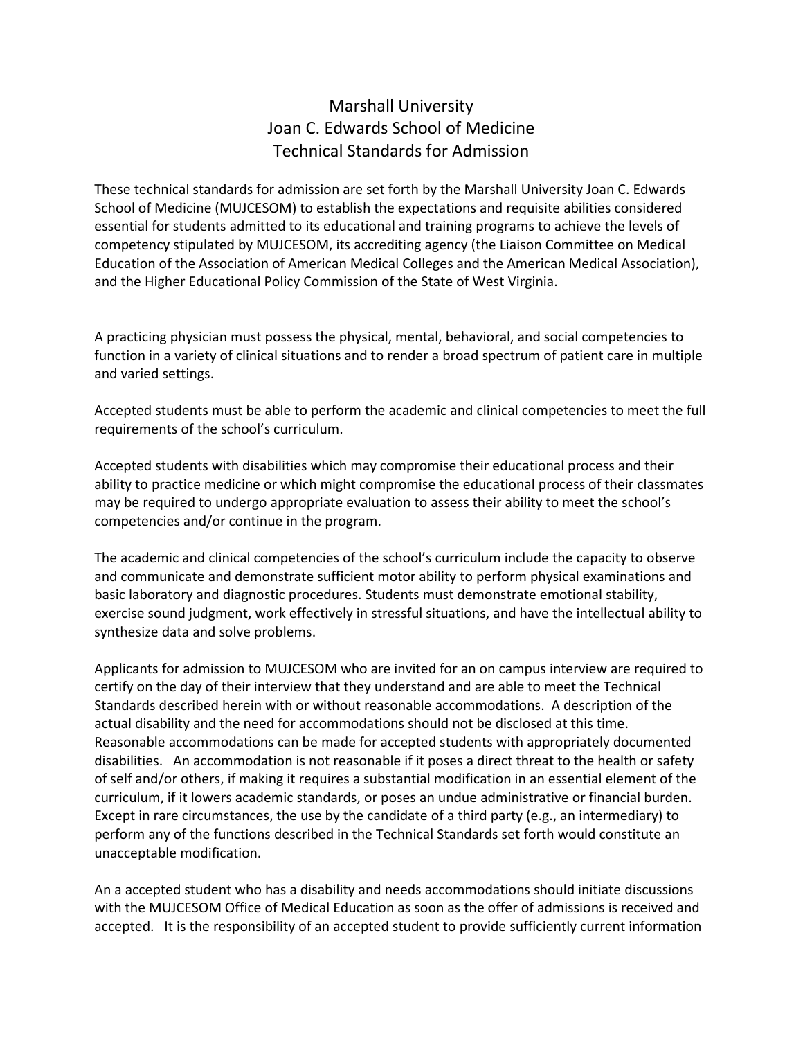# Marshall University
# Joan C. Edwards School of Medicine
# Technical Standards for Admission

These technical standards for admission are set forth by the Marshall University Joan C. Edwards School of Medicine (MUJCESOM) to establish the expectations and requisite abilities considered essential for students admitted to its educational and training programs to achieve the levels of competency stipulated by MUJCESOM, its accrediting agency (the Liaison Committee on Medical Education of the Association of American Medical Colleges and the American Medical Association), and the Higher Educational Policy Commission of the State of West Virginia.

A practicing physician must possess the physical, mental, behavioral, and social competencies to function in a variety of clinical situations and to render a broad spectrum of patient care in multiple and varied settings.

Accepted students must be able to perform the academic and clinical competencies to meet the full requirements of the school's curriculum.

Accepted students with disabilities which may compromise their educational process and their ability to practice medicine or which might compromise the educational process of their classmates may be required to undergo appropriate evaluation to assess their ability to meet the school's competencies and/or continue in the program.

The academic and clinical competencies of the school's curriculum include the capacity to observe and communicate and demonstrate sufficient motor ability to perform physical examinations and basic laboratory and diagnostic procedures. Students must demonstrate emotional stability, exercise sound judgment, work effectively in stressful situations, and have the intellectual ability to synthesize data and solve problems.

Applicants for admission to MUJCESOM who are invited for an on campus interview are required to certify on the day of their interview that they understand and are able to meet the Technical Standards described herein with or without reasonable accommodations. A description of the actual disability and the need for accommodations should not be disclosed at this time. Reasonable accommodations can be made for accepted students with appropriately documented disabilities. An accommodation is not reasonable if it poses a direct threat to the health or safety of self and/or others, if making it requires a substantial modification in an essential element of the curriculum, if it lowers academic standards, or poses an undue administrative or financial burden. Except in rare circumstances, the use by the candidate of a third party (e.g., an intermediary) to perform any of the functions described in the Technical Standards set forth would constitute an unacceptable modification.

An a accepted student who has a disability and needs accommodations should initiate discussions with the MUJCESOM Office of Medical Education as soon as the offer of admissions is received and accepted. It is the responsibility of an accepted student to provide sufficiently current information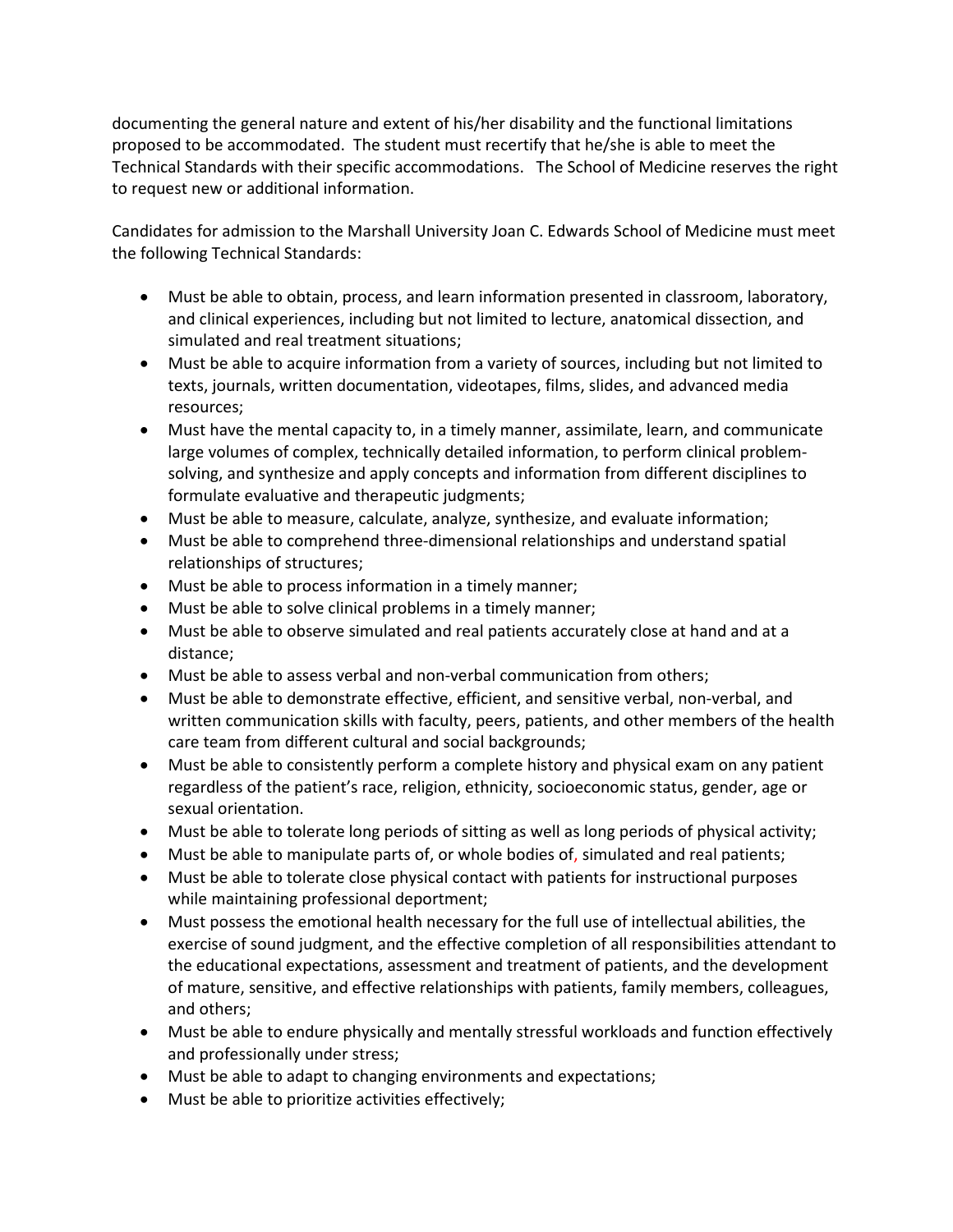documenting the general nature and extent of his/her disability and the functional limitations proposed to be accommodated. The student must recertify that he/she is able to meet the Technical Standards with their specific accommodations. The School of Medicine reserves the right to request new or additional information.

Candidates for admission to the Marshall University Joan C. Edwards School of Medicine must meet the following Technical Standards:

- Must be able to obtain, process, and learn information presented in classroom, laboratory, and clinical experiences, including but not limited to lecture, anatomical dissection, and simulated and real treatment situations;
- Must be able to acquire information from a variety of sources, including but not limited to texts, journals, written documentation, videotapes, films, slides, and advanced media resources;
- Must have the mental capacity to, in a timely manner, assimilate, learn, and communicate large volumes of complex, technically detailed information, to perform clinical problem-solving, and synthesize and apply concepts and information from different disciplines to formulate evaluative and therapeutic judgments;
- Must be able to measure, calculate, analyze, synthesize, and evaluate information;
- Must be able to comprehend three-dimensional relationships and understand spatial relationships of structures;
- Must be able to process information in a timely manner;
- Must be able to solve clinical problems in a timely manner;
- Must be able to observe simulated and real patients accurately close at hand and at a distance;
- Must be able to assess verbal and non-verbal communication from others;
- Must be able to demonstrate effective, efficient, and sensitive verbal, non-verbal, and written communication skills with faculty, peers, patients, and other members of the health care team from different cultural and social backgrounds;
- Must be able to consistently perform a complete history and physical exam on any patient regardless of the patient's race, religion, ethnicity, socioeconomic status, gender, age or sexual orientation.
- Must be able to tolerate long periods of sitting as well as long periods of physical activity;
- Must be able to manipulate parts of, or whole bodies of, simulated and real patients;
- Must be able to tolerate close physical contact with patients for instructional purposes while maintaining professional deportment;
- Must possess the emotional health necessary for the full use of intellectual abilities, the exercise of sound judgment, and the effective completion of all responsibilities attendant to the educational expectations, assessment and treatment of patients, and the development of mature, sensitive, and effective relationships with patients, family members, colleagues, and others;
- Must be able to endure physically and mentally stressful workloads and function effectively and professionally under stress;
- Must be able to adapt to changing environments and expectations;
- Must be able to prioritize activities effectively;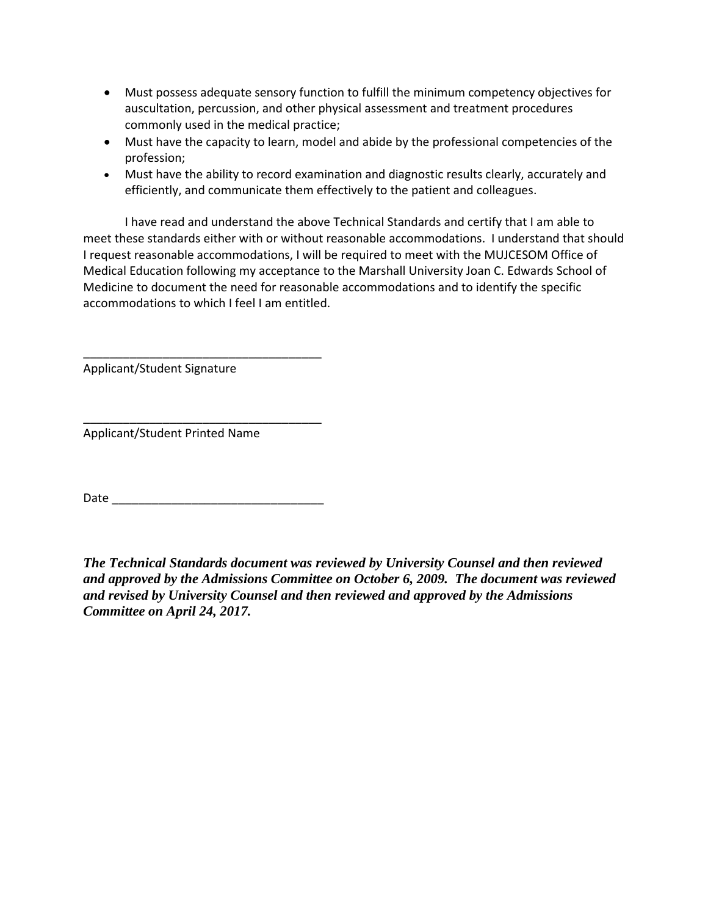- Must possess adequate sensory function to fulfill the minimum competency objectives for auscultation, percussion, and other physical assessment and treatment procedures commonly used in the medical practice;
- Must have the capacity to learn, model and abide by the professional competencies of the profession;
- Must have the ability to record examination and diagnostic results clearly, accurately and efficiently, and communicate them effectively to the patient and colleagues.

I have read and understand the above Technical Standards and certify that I am able to meet these standards either with or without reasonable accommodations. I understand that should I request reasonable accommodations, I will be required to meet with the MUJCESOM Office of Medical Education following my acceptance to the Marshall University Joan C. Edwards School of Medicine to document the need for reasonable accommodations and to identify the specific accommodations to which I feel I am entitled.

\_\_\_\_\_\_\_\_\_\_\_\_\_\_\_\_\_\_\_\_\_\_\_\_\_\_\_\_\_\_\_\_\_\_\_\_

Applicant/Student Signature

\_\_\_\_\_\_\_\_\_\_\_\_\_\_\_\_\_\_\_\_\_\_\_\_\_\_\_\_\_\_\_\_\_\_\_\_

Applicant/Student Printed Name

Date \_\_\_\_\_\_\_\_\_\_\_\_\_\_\_\_\_\_\_\_\_\_\_\_\_\_\_\_\_\_\_\_

***The Technical Standards document was reviewed by University Counsel and then reviewed and approved by the Admissions Committee on October 6, 2009. The document was reviewed and revised by University Counsel and then reviewed and approved by the Admissions Committee on April 24, 2017.***